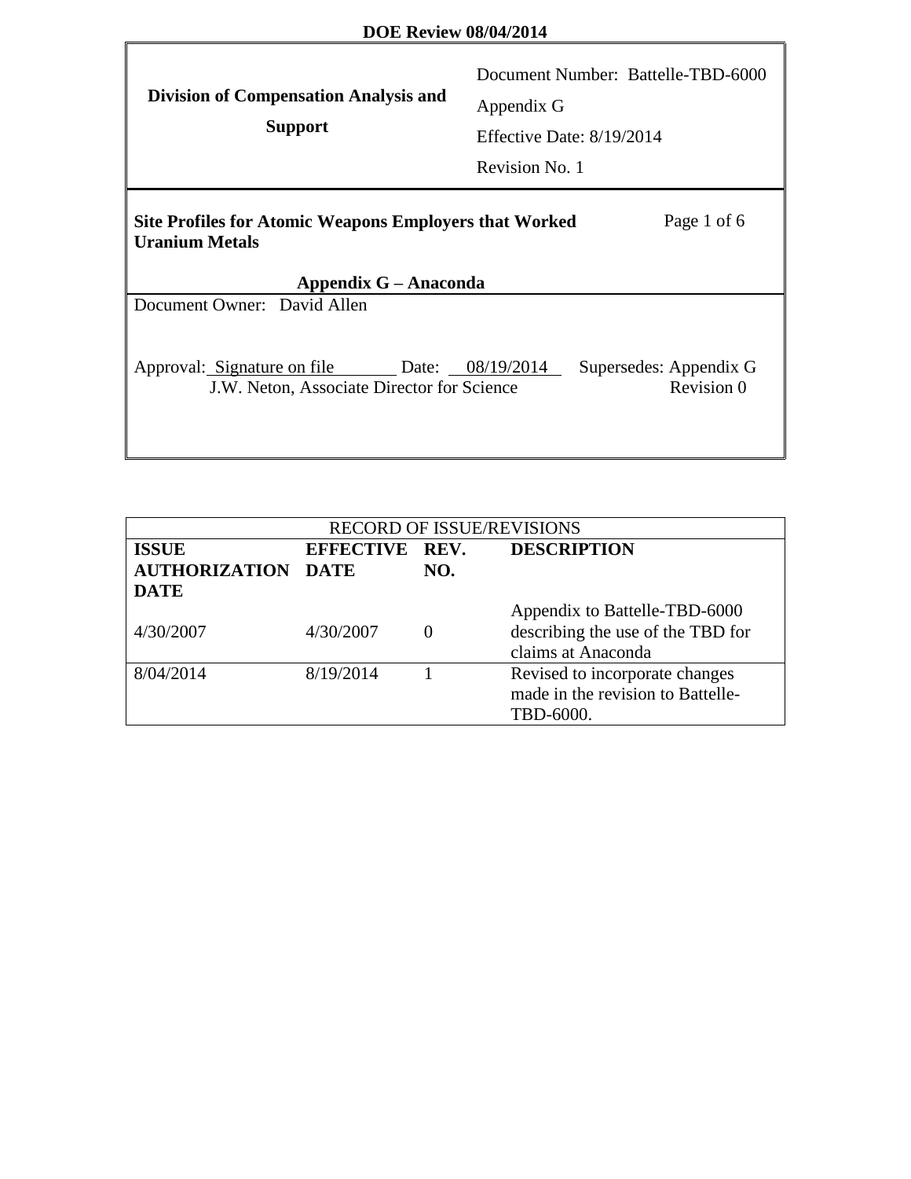**DOE Review 08/04/2014**

| **Division of Compensation Analysis and Support** | Document Number: Battelle-TBD-6000<br>Appendix G<br>Effective Date: 8/19/2014<br>Revision No. 1 |
|---|---|

**Site Profiles for Atomic Weapons Employers that Worked Uranium Metals**

**Appendix G – Anaconda**

Document Owner: David Allen

Approval: Signature on file Date: 08/19/2014 Supersedes: Appendix G Revision 0
J.W. Neton, Associate Director for Science

| RECORD OF ISSUE/REVISIONS | | | |
|---|---|---|---|
| **ISSUE AUTHORIZATION DATE** | **EFFECTIVE DATE** | **REV. NO.** | **DESCRIPTION** |
| 4/30/2007 | 4/30/2007 | 0 | Appendix to Battelle-TBD-6000 describing the use of the TBD for claims at Anaconda |
| 8/04/2014 | 8/19/2014 | 1 | Revised to incorporate changes made in the revision to Battelle-TBD-6000. |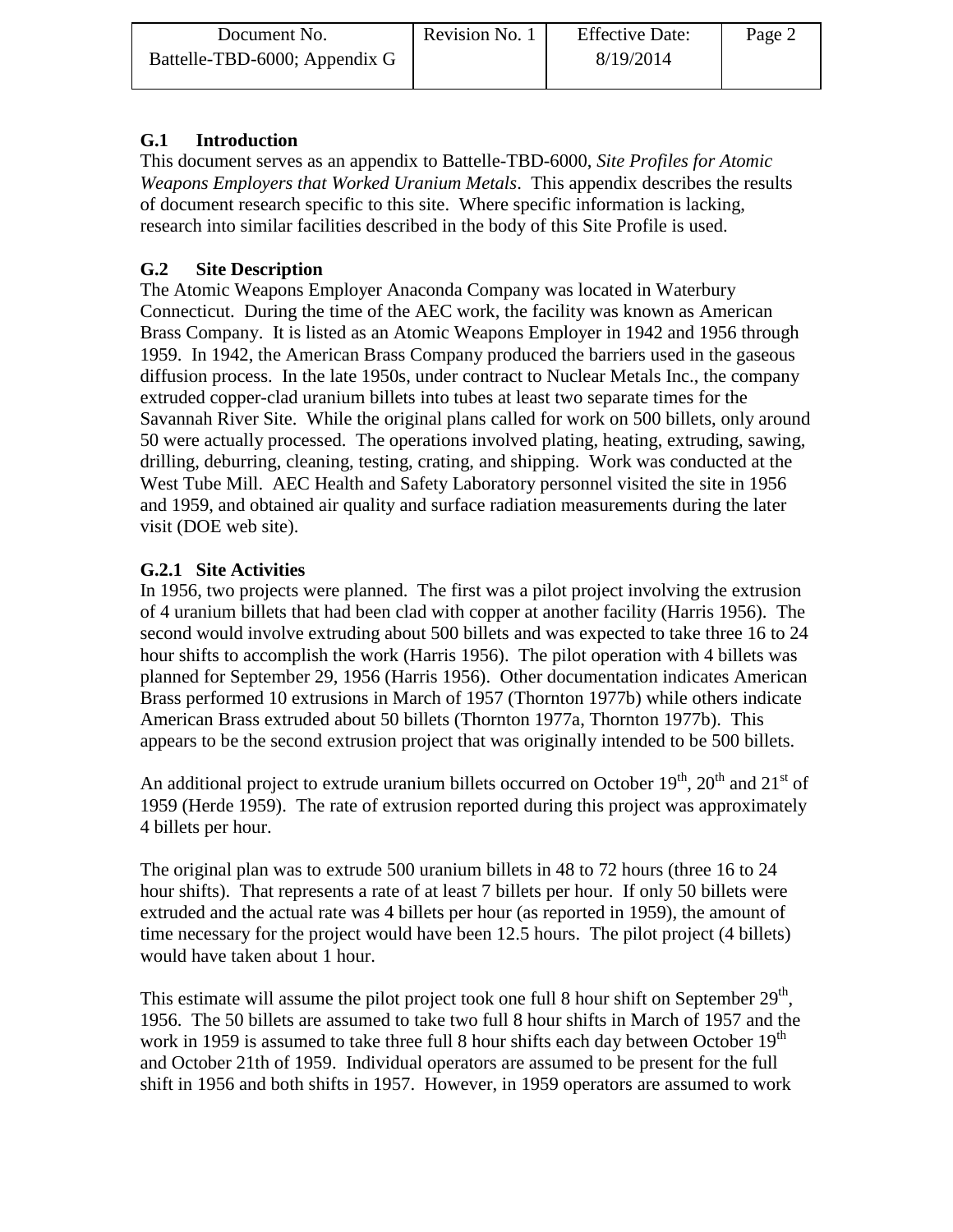## G.1 Introduction

This document serves as an appendix to Battelle-TBD-6000, *Site Profiles for Atomic Weapons Employers that Worked Uranium Metals*. This appendix describes the results of document research specific to this site. Where specific information is lacking, research into similar facilities described in the body of this Site Profile is used.

## G.2 Site Description

The Atomic Weapons Employer Anaconda Company was located in Waterbury Connecticut. During the time of the AEC work, the facility was known as American Brass Company. It is listed as an Atomic Weapons Employer in 1942 and 1956 through 1959. In 1942, the American Brass Company produced the barriers used in the gaseous diffusion process. In the late 1950s, under contract to Nuclear Metals Inc., the company extruded copper-clad uranium billets into tubes at least two separate times for the Savannah River Site. While the original plans called for work on 500 billets, only around 50 were actually processed. The operations involved plating, heating, extruding, sawing, drilling, deburring, cleaning, testing, crating, and shipping. Work was conducted at the West Tube Mill. AEC Health and Safety Laboratory personnel visited the site in 1956 and 1959, and obtained air quality and surface radiation measurements during the later visit (DOE web site).

### G.2.1 Site Activities

In 1956, two projects were planned. The first was a pilot project involving the extrusion of 4 uranium billets that had been clad with copper at another facility (Harris 1956). The second would involve extruding about 500 billets and was expected to take three 16 to 24 hour shifts to accomplish the work (Harris 1956). The pilot operation with 4 billets was planned for September 29, 1956 (Harris 1956). Other documentation indicates American Brass performed 10 extrusions in March of 1957 (Thornton 1977b) while others indicate American Brass extruded about 50 billets (Thornton 1977a, Thornton 1977b). This appears to be the second extrusion project that was originally intended to be 500 billets.

An additional project to extrude uranium billets occurred on October 19th, 20th and 21st of 1959 (Herde 1959). The rate of extrusion reported during this project was approximately 4 billets per hour.

The original plan was to extrude 500 uranium billets in 48 to 72 hours (three 16 to 24 hour shifts). That represents a rate of at least 7 billets per hour. If only 50 billets were extruded and the actual rate was 4 billets per hour (as reported in 1959), the amount of time necessary for the project would have been 12.5 hours. The pilot project (4 billets) would have taken about 1 hour.

This estimate will assume the pilot project took one full 8 hour shift on September 29th, 1956. The 50 billets are assumed to take two full 8 hour shifts in March of 1957 and the work in 1959 is assumed to take three full 8 hour shifts each day between October 19th and October 21th of 1959. Individual operators are assumed to be present for the full shift in 1956 and both shifts in 1957. However, in 1959 operators are assumed to work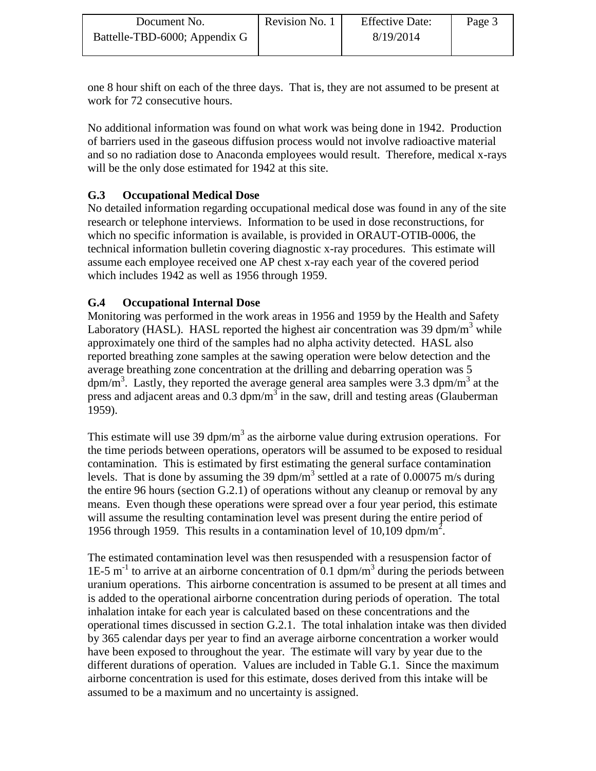one 8 hour shift on each of the three days. That is, they are not assumed to be present at work for 72 consecutive hours.

No additional information was found on what work was being done in 1942. Production of barriers used in the gaseous diffusion process would not involve radioactive material and so no radiation dose to Anaconda employees would result. Therefore, medical x-rays will be the only dose estimated for 1942 at this site.

## G.3 Occupational Medical Dose

No detailed information regarding occupational medical dose was found in any of the site research or telephone interviews. Information to be used in dose reconstructions, for which no specific information is available, is provided in ORAUT-OTIB-0006, the technical information bulletin covering diagnostic x-ray procedures. This estimate will assume each employee received one AP chest x-ray each year of the covered period which includes 1942 as well as 1956 through 1959.

## G.4 Occupational Internal Dose

Monitoring was performed in the work areas in 1956 and 1959 by the Health and Safety Laboratory (HASL). HASL reported the highest air concentration was 39 dpm/m$^3$ while approximately one third of the samples had no alpha activity detected. HASL also reported breathing zone samples at the sawing operation were below detection and the average breathing zone concentration at the drilling and debarring operation was 5 dpm/m$^3$. Lastly, they reported the average general area samples were 3.3 dpm/m$^3$ at the press and adjacent areas and 0.3 dpm/m$^3$ in the saw, drill and testing areas (Glauberman 1959).

This estimate will use 39 dpm/m$^3$ as the airborne value during extrusion operations. For the time periods between operations, operators will be assumed to be exposed to residual contamination. This is estimated by first estimating the general surface contamination levels. That is done by assuming the 39 dpm/m$^3$ settled at a rate of 0.00075 m/s during the entire 96 hours (section G.2.1) of operations without any cleanup or removal by any means. Even though these operations were spread over a four year period, this estimate will assume the resulting contamination level was present during the entire period of 1956 through 1959. This results in a contamination level of 10,109 dpm/m$^2$.

The estimated contamination level was then resuspended with a resuspension factor of 1E-5 m$^{-1}$ to arrive at an airborne concentration of 0.1 dpm/m$^3$ during the periods between uranium operations. This airborne concentration is assumed to be present at all times and is added to the operational airborne concentration during periods of operation. The total inhalation intake for each year is calculated based on these concentrations and the operational times discussed in section G.2.1. The total inhalation intake was then divided by 365 calendar days per year to find an average airborne concentration a worker would have been exposed to throughout the year. The estimate will vary by year due to the different durations of operation. Values are included in Table G.1. Since the maximum airborne concentration is used for this estimate, doses derived from this intake will be assumed to be a maximum and no uncertainty is assigned.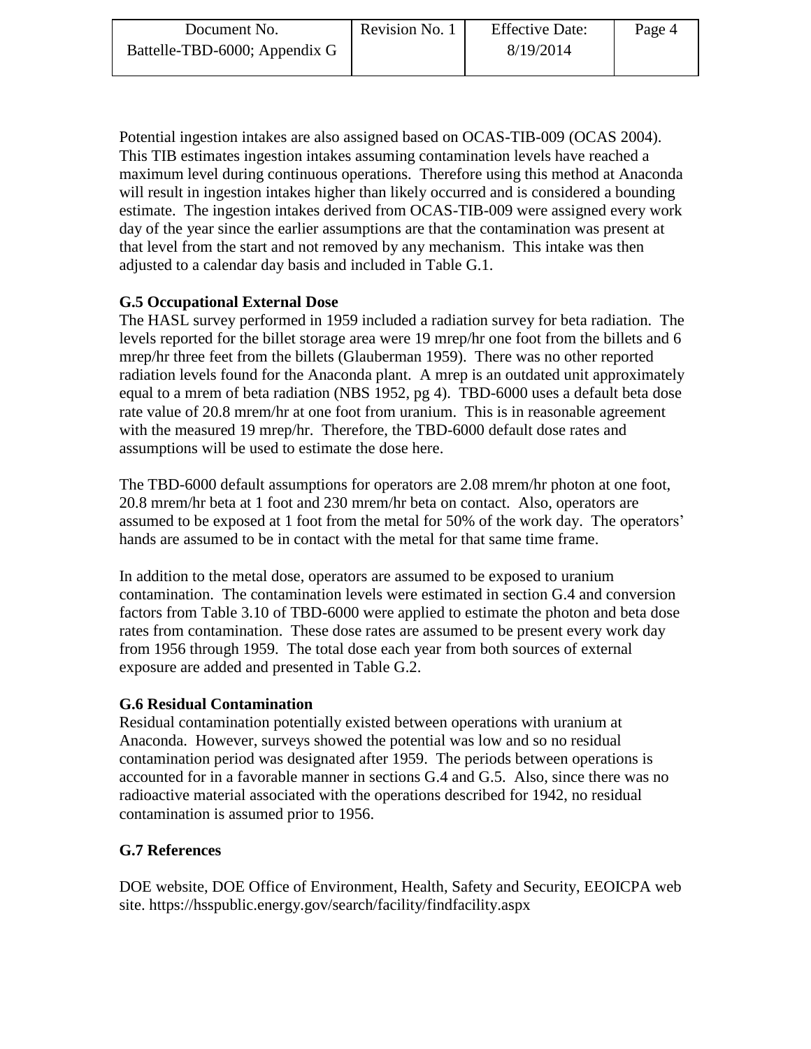Potential ingestion intakes are also assigned based on OCAS-TIB-009 (OCAS 2004). This TIB estimates ingestion intakes assuming contamination levels have reached a maximum level during continuous operations. Therefore using this method at Anaconda will result in ingestion intakes higher than likely occurred and is considered a bounding estimate. The ingestion intakes derived from OCAS-TIB-009 were assigned every work day of the year since the earlier assumptions are that the contamination was present at that level from the start and not removed by any mechanism. This intake was then adjusted to a calendar day basis and included in Table G.1.

### G.5 Occupational External Dose

The HASL survey performed in 1959 included a radiation survey for beta radiation. The levels reported for the billet storage area were 19 mrep/hr one foot from the billets and 6 mrep/hr three feet from the billets (Glauberman 1959). There was no other reported radiation levels found for the Anaconda plant. A mrep is an outdated unit approximately equal to a mrem of beta radiation (NBS 1952, pg 4). TBD-6000 uses a default beta dose rate value of 20.8 mrem/hr at one foot from uranium. This is in reasonable agreement with the measured 19 mrep/hr. Therefore, the TBD-6000 default dose rates and assumptions will be used to estimate the dose here.

The TBD-6000 default assumptions for operators are 2.08 mrem/hr photon at one foot, 20.8 mrem/hr beta at 1 foot and 230 mrem/hr beta on contact. Also, operators are assumed to be exposed at 1 foot from the metal for 50% of the work day. The operators' hands are assumed to be in contact with the metal for that same time frame.

In addition to the metal dose, operators are assumed to be exposed to uranium contamination. The contamination levels were estimated in section G.4 and conversion factors from Table 3.10 of TBD-6000 were applied to estimate the photon and beta dose rates from contamination. These dose rates are assumed to be present every work day from 1956 through 1959. The total dose each year from both sources of external exposure are added and presented in Table G.2.

### G.6 Residual Contamination

Residual contamination potentially existed between operations with uranium at Anaconda. However, surveys showed the potential was low and so no residual contamination period was designated after 1959. The periods between operations is accounted for in a favorable manner in sections G.4 and G.5. Also, since there was no radioactive material associated with the operations described for 1942, no residual contamination is assumed prior to 1956.

### G.7 References

DOE website, DOE Office of Environment, Health, Safety and Security, EEOICPA web site. https://hsspublic.energy.gov/search/facility/findfacility.aspx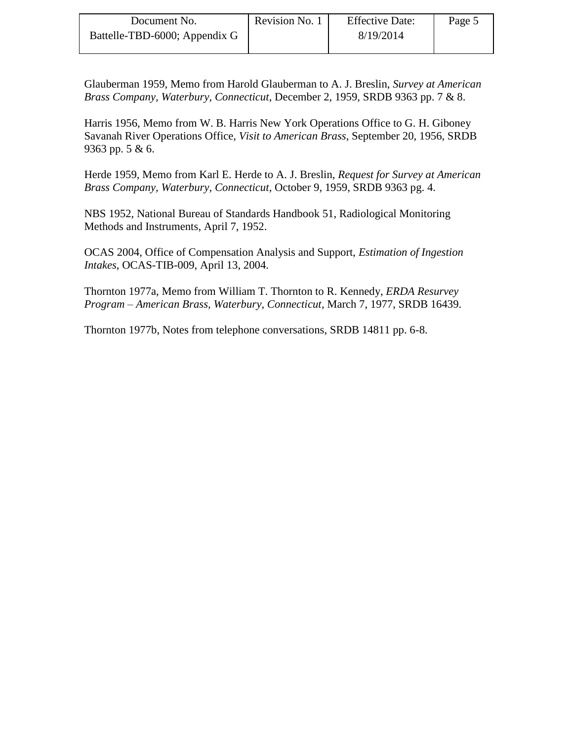Glauberman 1959, Memo from Harold Glauberman to A. J. Breslin, *Survey at American Brass Company, Waterbury, Connecticut*, December 2, 1959, SRDB 9363 pp. 7 & 8.

Harris 1956, Memo from W. B. Harris New York Operations Office to G. H. Giboney Savanah River Operations Office, *Visit to American Brass*, September 20, 1956, SRDB 9363 pp. 5 & 6.

Herde 1959, Memo from Karl E. Herde to A. J. Breslin, *Request for Survey at American Brass Company, Waterbury, Connecticut*, October 9, 1959, SRDB 9363 pg. 4.

NBS 1952, National Bureau of Standards Handbook 51, Radiological Monitoring Methods and Instruments, April 7, 1952.

OCAS 2004, Office of Compensation Analysis and Support, *Estimation of Ingestion Intakes*, OCAS-TIB-009, April 13, 2004.

Thornton 1977a, Memo from William T. Thornton to R. Kennedy, *ERDA Resurvey Program – American Brass, Waterbury, Connecticut*, March 7, 1977, SRDB 16439.

Thornton 1977b, Notes from telephone conversations, SRDB 14811 pp. 6-8.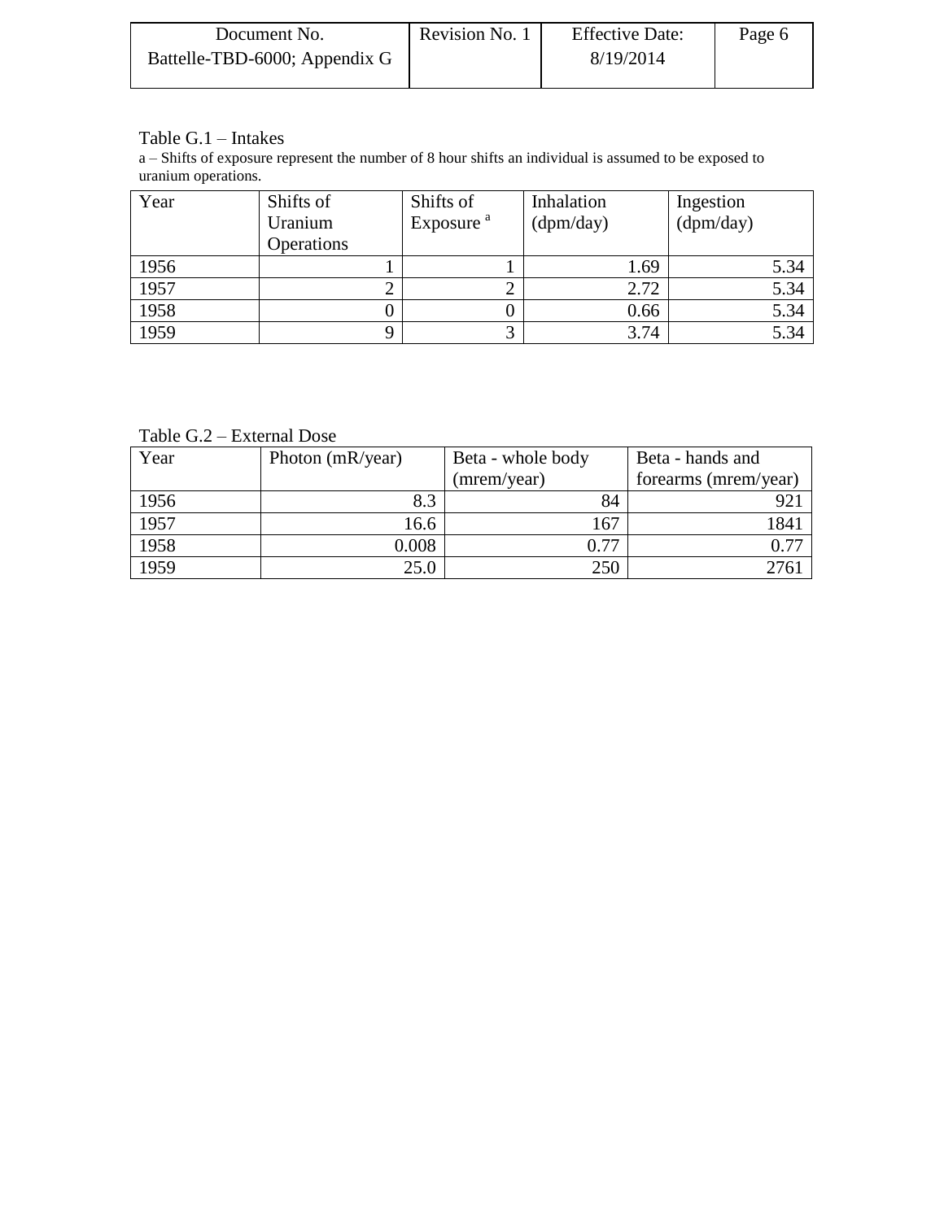Table G.1 – Intakes

a – Shifts of exposure represent the number of 8 hour shifts an individual is assumed to be exposed to uranium operations.

| Year | Shifts of Uranium Operations | Shifts of Exposure [a] | Inhalation (dpm/day) | Ingestion (dpm/day) |
|---|---|---|---|---|
| 1956 | 1 | 1 | 1.69 | 5.34 |
| 1957 | 2 | 2 | 2.72 | 5.34 |
| 1958 | 0 | 0 | 0.66 | 5.34 |
| 1959 | 9 | 3 | 3.74 | 5.34 |

Table G.2 – External Dose

| Year | Photon (mR/year) | Beta - whole body (mrem/year) | Beta - hands and forearms (mrem/year) |
|---|---|---|---|
| 1956 | 8.3 | 84 | 921 |
| 1957 | 16.6 | 167 | 1841 |
| 1958 | 0.008 | 0.77 | 0.77 |
| 1959 | 25.0 | 250 | 2761 |